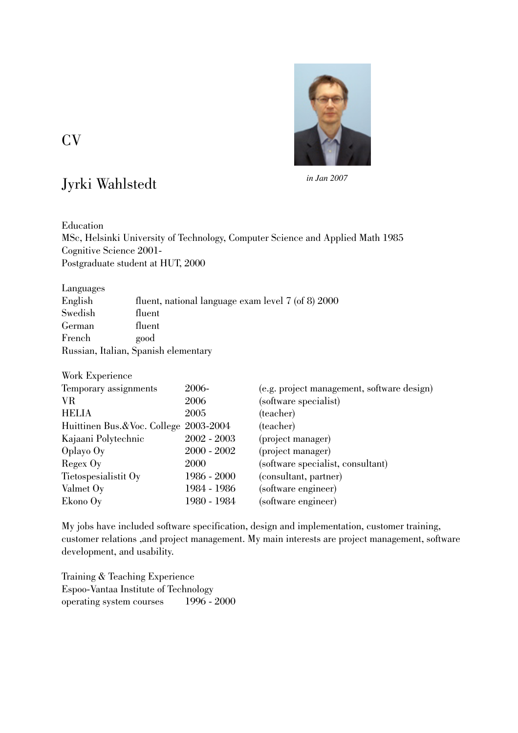# CV

## Jyrki Wahlstedt

*in Jan 2007*

### Education

MSc, Helsinki University of Technology, Computer Science and Applied Math 1985
Cognitive Science 2001-
Postgraduate student at HUT, 2000

### Languages

| | |
|---|---|
| English | fluent, national language exam level 7 (of 8) 2000 |
| Swedish | fluent |
| German | fluent |
| French | good |

Russian, Italian, Spanish elementary

### Work Experience

| | | |
|---|---|---|
| Temporary assignments | 2006- | (e.g. project management, software design) |
| VR | 2006 | (software specialist) |
| HELIA | 2005 | (teacher) |
| Huittinen Bus.&Voc. College | 2003-2004 | (teacher) |
| Kajaani Polytechnic | 2002 - 2003 | (project manager) |
| Oplayo Oy | 2000 - 2002 | (project manager) |
| Regex Oy | 2000 | (software specialist, consultant) |
| Tietospesialistit Oy | 1986 - 2000 | (consultant, partner) |
| Valmet Oy | 1984 - 1986 | (software engineer) |
| Ekono Oy | 1980 - 1984 | (software engineer) |

My jobs have included software specification, design and implementation, customer training, customer relations ,and project management. My main interests are project management, software development, and usability.

### Training & Teaching Experience

Espoo-Vantaa Institute of Technology

| | |
|---|---|
| operating system courses | 1996 - 2000 |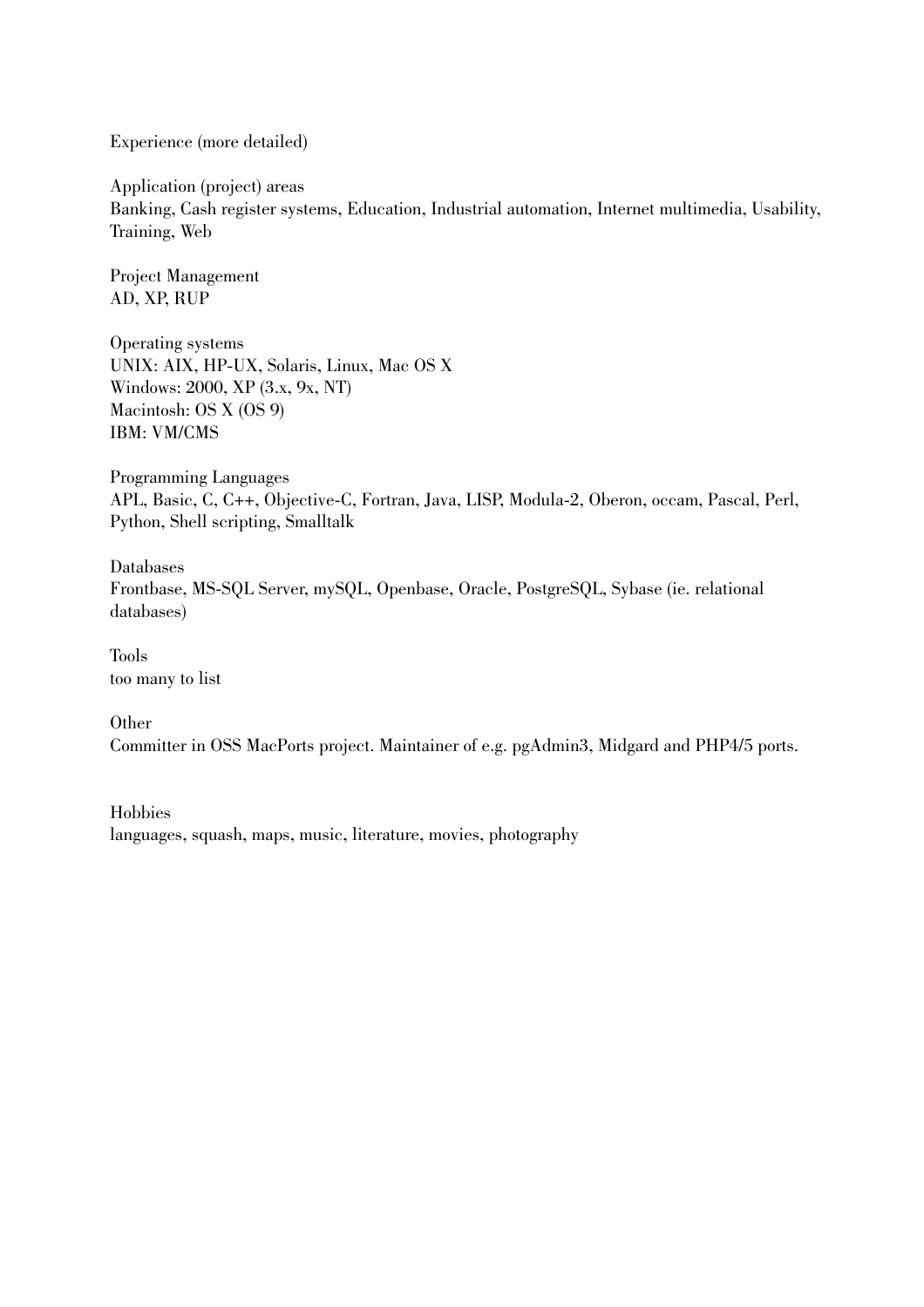## Experience (more detailed)

### Application (project) areas
Banking, Cash register systems, Education, Industrial automation, Internet multimedia, Usability, Training, Web

### Project Management
AD, XP, RUP

### Operating systems
UNIX: AIX, HP-UX, Solaris, Linux, Mac OS X
Windows: 2000, XP (3.x, 9x, NT)
Macintosh: OS X (OS 9)
IBM: VM/CMS

### Programming Languages
APL, Basic, C, C++, Objective-C, Fortran, Java, LISP, Modula-2, Oberon, occam, Pascal, Perl, Python, Shell scripting, Smalltalk

### Databases
Frontbase, MS-SQL Server, mySQL, Openbase, Oracle, PostgreSQL, Sybase (ie. relational databases)

### Tools
too many to list

### Other
Committer in OSS MacPorts project. Maintainer of e.g. pgAdmin3, Midgard and PHP4/5 ports.

## Hobbies
languages, squash, maps, music, literature, movies, photography